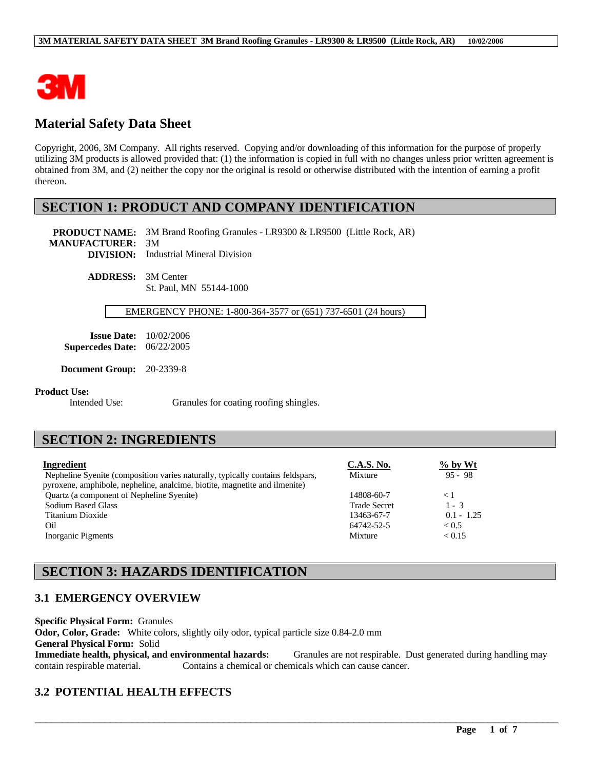# Material Safety Data Sheet

Copyright, 2006, 3M Company. All rights reserved. Copying and/or downloading of this information for the purpose of properly utilizing 3M products is allowed provided that: (1) the information is copied in full with no changes unless prior written agreement is obtained from 3M, and (2) neither the copy nor the original is resold or otherwise distributed with the intention of earning a profit thereon.

## SECTION 1: PRODUCT AND COMPANY IDENTIFICATION

**PRODUCT NAME:** 3M Brand Roofing Granules - LR9300 & LR9500 (Little Rock, AR)
**MANUFACTURER:** 3M
**DIVISION:** Industrial Mineral Division

**ADDRESS:** 3M Center
St. Paul, MN 55144-1000

EMERGENCY PHONE: 1-800-364-3577 or (651) 737-6501 (24 hours)

**Issue Date:** 10/02/2006
**Supercedes Date:** 06/22/2005

**Document Group:** 20-2339-8

**Product Use:**
Intended Use: Granules for coating roofing shingles.

## SECTION 2: INGREDIENTS

| Ingredient | C.A.S. No. | % by Wt |
|---|---|---|
| Nepheline Syenite (composition varies naturally, typically contains feldspars, pyroxene, amphibole, nepheline, analcime, biotite, magnetite and ilmenite) | Mixture | 95 - 98 |
| Quartz (a component of Nepheline Syenite) | 14808-60-7 | < 1 |
| Sodium Based Glass | Trade Secret | 1 - 3 |
| Titanium Dioxide | 13463-67-7 | 0.1 - 1.25 |
| Oil | 64742-52-5 | < 0.5 |
| Inorganic Pigments | Mixture | < 0.15 |

## SECTION 3: HAZARDS IDENTIFICATION

### 3.1 EMERGENCY OVERVIEW

**Specific Physical Form:** Granules
**Odor, Color, Grade:** White colors, slightly oily odor, typical particle size 0.84-2.0 mm
**General Physical Form:** Solid
**Immediate health, physical, and environmental hazards:** Granules are not respirable. Dust generated during handling may contain respirable material. Contains a chemical or chemicals which can cause cancer.

### 3.2 POTENTIAL HEALTH EFFECTS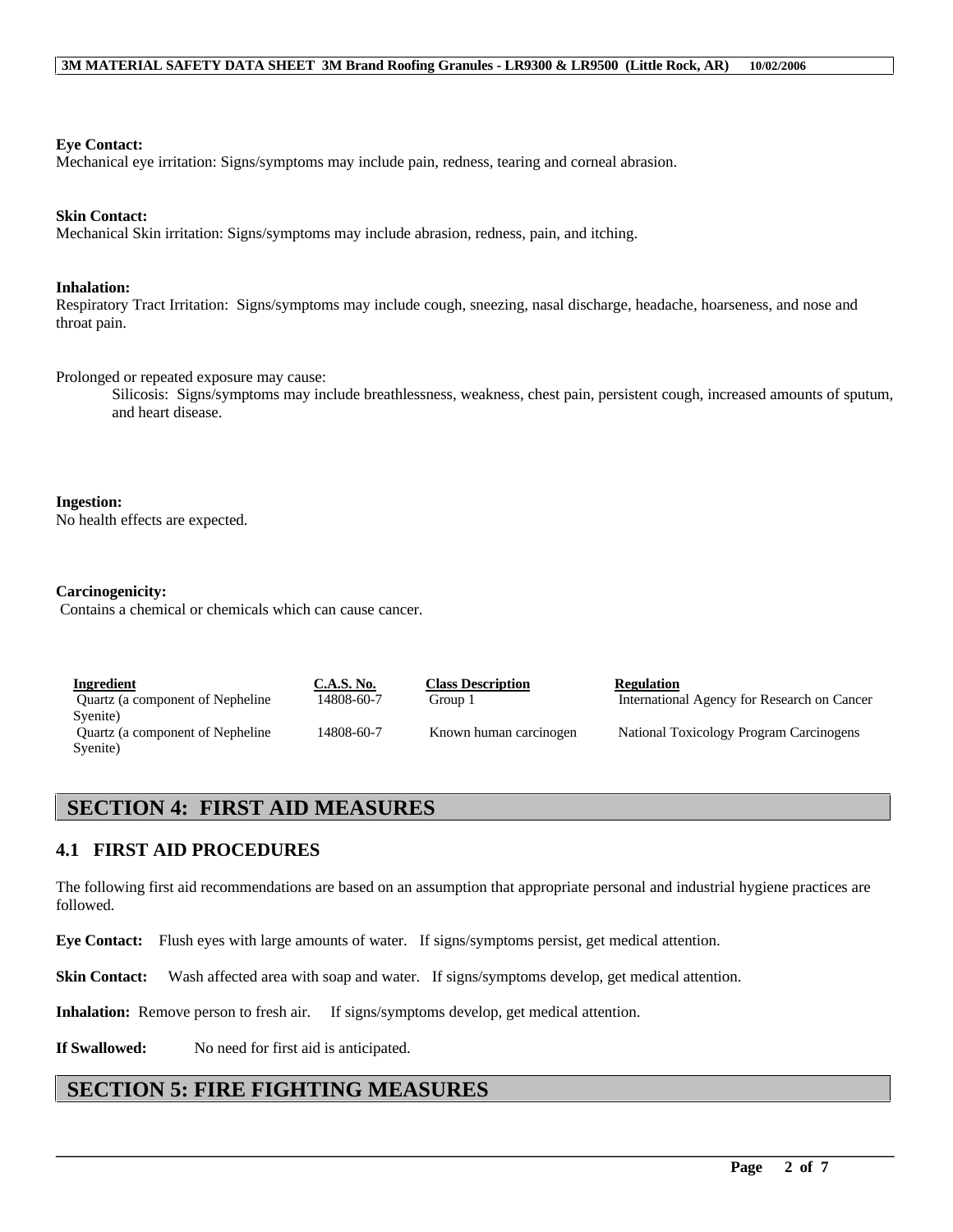**Eye Contact:**
Mechanical eye irritation: Signs/symptoms may include pain, redness, tearing and corneal abrasion.

**Skin Contact:**
Mechanical Skin irritation: Signs/symptoms may include abrasion, redness, pain, and itching.

**Inhalation:**
Respiratory Tract Irritation: Signs/symptoms may include cough, sneezing, nasal discharge, headache, hoarseness, and nose and throat pain.

Prolonged or repeated exposure may cause:

Silicosis: Signs/symptoms may include breathlessness, weakness, chest pain, persistent cough, increased amounts of sputum, and heart disease.

**Ingestion:**
No health effects are expected.

**Carcinogenicity:**
Contains a chemical or chemicals which can cause cancer.

| Ingredient | C.A.S. No. | Class Description | Regulation |
|---|---|---|---|
| Quartz (a component of Nepheline Syenite) | 14808-60-7 | Group 1 | International Agency for Research on Cancer |
| Quartz (a component of Nepheline Syenite) | 14808-60-7 | Known human carcinogen | National Toxicology Program Carcinogens |

# SECTION 4: FIRST AID MEASURES

## 4.1 FIRST AID PROCEDURES

The following first aid recommendations are based on an assumption that appropriate personal and industrial hygiene practices are followed.

**Eye Contact:** Flush eyes with large amounts of water. If signs/symptoms persist, get medical attention.

**Skin Contact:** Wash affected area with soap and water. If signs/symptoms develop, get medical attention.

**Inhalation:** Remove person to fresh air. If signs/symptoms develop, get medical attention.

**If Swallowed:** No need for first aid is anticipated.

# SECTION 5: FIRE FIGHTING MEASURES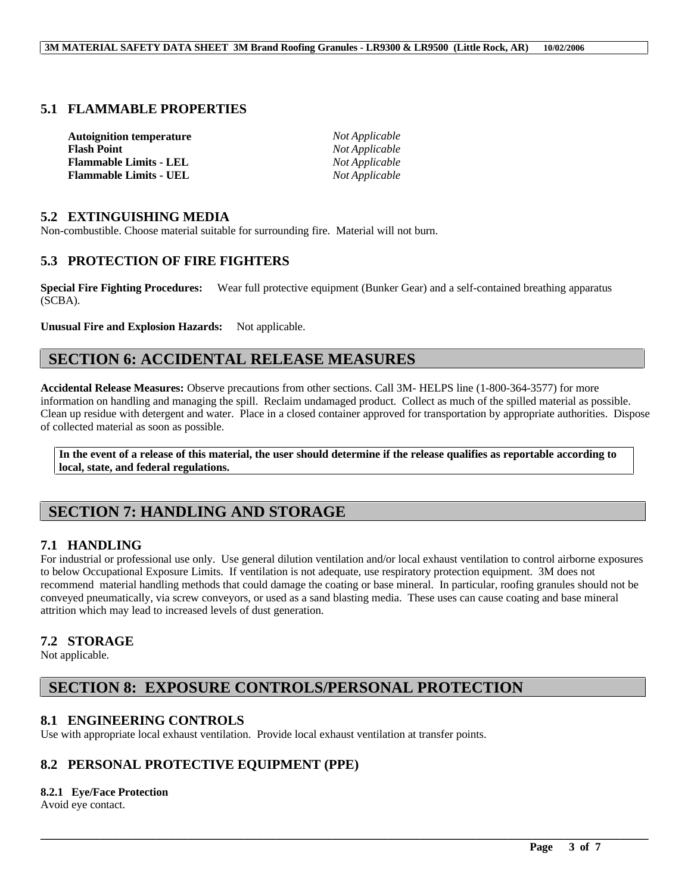### 5.1 FLAMMABLE PROPERTIES

| | |
|---|---|
| **Autoignition temperature** | *Not Applicable* |
| **Flash Point** | *Not Applicable* |
| **Flammable Limits - LEL** | *Not Applicable* |
| **Flammable Limits - UEL** | *Not Applicable* |

### 5.2 EXTINGUISHING MEDIA

Non-combustible. Choose material suitable for surrounding fire. Material will not burn.

### 5.3 PROTECTION OF FIRE FIGHTERS

**Special Fire Fighting Procedures:** Wear full protective equipment (Bunker Gear) and a self-contained breathing apparatus (SCBA).

**Unusual Fire and Explosion Hazards:** Not applicable.

## SECTION 6: ACCIDENTAL RELEASE MEASURES

**Accidental Release Measures:** Observe precautions from other sections. Call 3M- HELPS line (1-800-364-3577) for more information on handling and managing the spill. Reclaim undamaged product. Collect as much of the spilled material as possible. Clean up residue with detergent and water. Place in a closed container approved for transportation by appropriate authorities. Dispose of collected material as soon as possible.

**In the event of a release of this material, the user should determine if the release qualifies as reportable according to local, state, and federal regulations.**

## SECTION 7: HANDLING AND STORAGE

### 7.1 HANDLING

For industrial or professional use only. Use general dilution ventilation and/or local exhaust ventilation to control airborne exposures to below Occupational Exposure Limits. If ventilation is not adequate, use respiratory protection equipment. 3M does not recommend material handling methods that could damage the coating or base mineral. In particular, roofing granules should not be conveyed pneumatically, via screw conveyors, or used as a sand blasting media. These uses can cause coating and base mineral attrition which may lead to increased levels of dust generation.

### 7.2 STORAGE

Not applicable.

## SECTION 8: EXPOSURE CONTROLS/PERSONAL PROTECTION

### 8.1 ENGINEERING CONTROLS

Use with appropriate local exhaust ventilation. Provide local exhaust ventilation at transfer points.

### 8.2 PERSONAL PROTECTIVE EQUIPMENT (PPE)

#### 8.2.1 Eye/Face Protection

Avoid eye contact.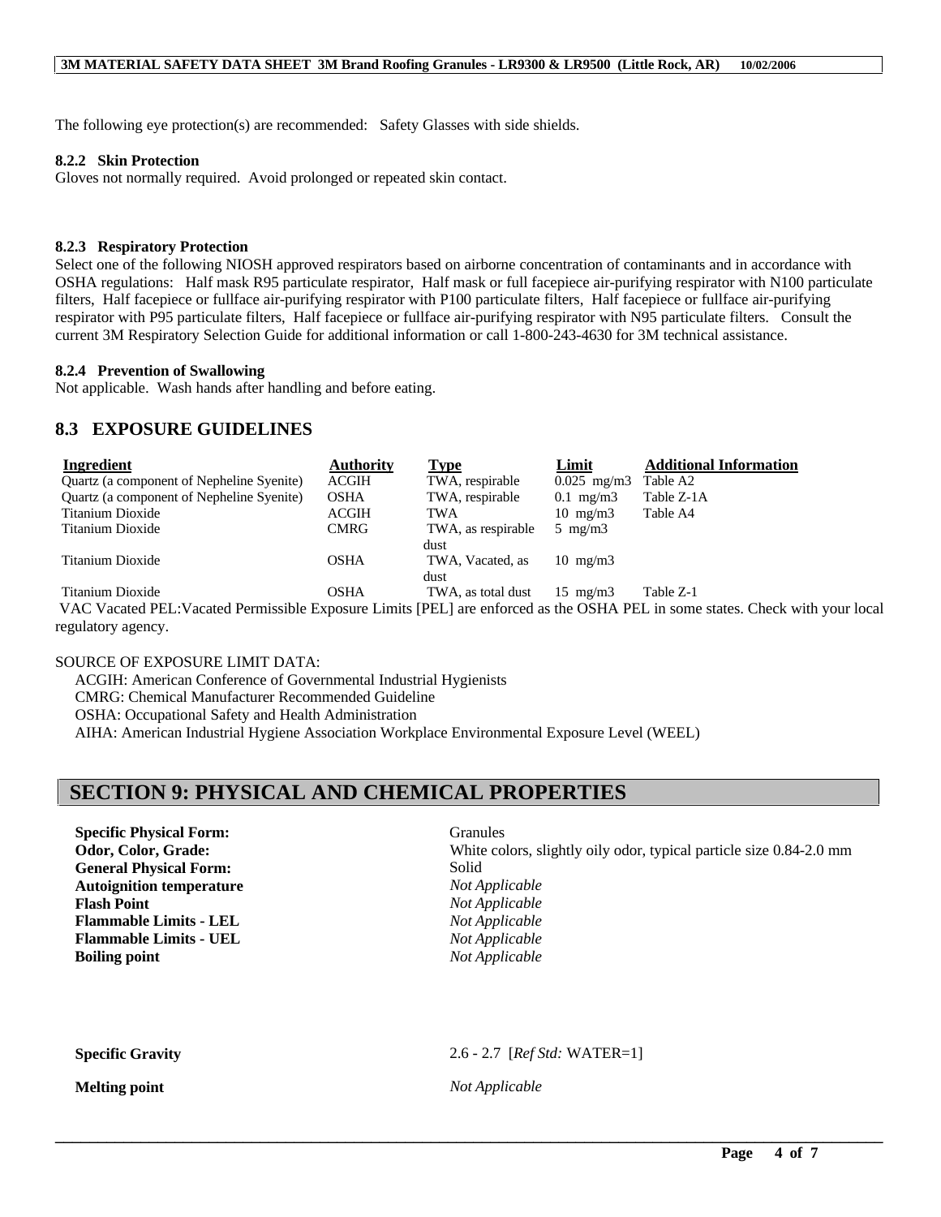The following eye protection(s) are recommended: Safety Glasses with side shields.

#### 8.2.2 Skin Protection

Gloves not normally required. Avoid prolonged or repeated skin contact.

#### 8.2.3 Respiratory Protection

Select one of the following NIOSH approved respirators based on airborne concentration of contaminants and in accordance with OSHA regulations: Half mask R95 particulate respirator, Half mask or full facepiece air-purifying respirator with N100 particulate filters, Half facepiece or fullface air-purifying respirator with P100 particulate filters, Half facepiece or fullface air-purifying respirator with P95 particulate filters, Half facepiece or fullface air-purifying respirator with N95 particulate filters. Consult the current 3M Respiratory Selection Guide for additional information or call 1-800-243-4630 for 3M technical assistance.

#### 8.2.4 Prevention of Swallowing

Not applicable. Wash hands after handling and before eating.

### 8.3 EXPOSURE GUIDELINES

| Ingredient | Authority | Type | Limit | Additional Information |
|---|---|---|---|---|
| Quartz (a component of Nepheline Syenite) | ACGIH | TWA, respirable | 0.025 mg/m3 | Table A2 |
| Quartz (a component of Nepheline Syenite) | OSHA | TWA, respirable | 0.1 mg/m3 | Table Z-1A |
| Titanium Dioxide | ACGIH | TWA | 10 mg/m3 | Table A4 |
| Titanium Dioxide | CMRG | TWA, as respirable dust | 5 mg/m3 | |
| Titanium Dioxide | OSHA | TWA, Vacated, as dust | 10 mg/m3 | |
| Titanium Dioxide | OSHA | TWA, as total dust | 15 mg/m3 | Table Z-1 |

VAC Vacated PEL:Vacated Permissible Exposure Limits [PEL] are enforced as the OSHA PEL in some states. Check with your local regulatory agency.

SOURCE OF EXPOSURE LIMIT DATA:

ACGIH: American Conference of Governmental Industrial Hygienists
CMRG: Chemical Manufacturer Recommended Guideline
OSHA: Occupational Safety and Health Administration
AIHA: American Industrial Hygiene Association Workplace Environmental Exposure Level (WEEL)

## SECTION 9: PHYSICAL AND CHEMICAL PROPERTIES

| | |
|---|---|
| **Specific Physical Form:** | Granules |
| **Odor, Color, Grade:** | White colors, slightly oily odor, typical particle size 0.84-2.0 mm |
| **General Physical Form:** | Solid |
| **Autoignition temperature** | *Not Applicable* |
| **Flash Point** | *Not Applicable* |
| **Flammable Limits - LEL** | *Not Applicable* |
| **Flammable Limits - UEL** | *Not Applicable* |
| **Boiling point** | *Not Applicable* |
| **Specific Gravity** | 2.6 - 2.7 [*Ref Std:* WATER=1] |
| **Melting point** | *Not Applicable* |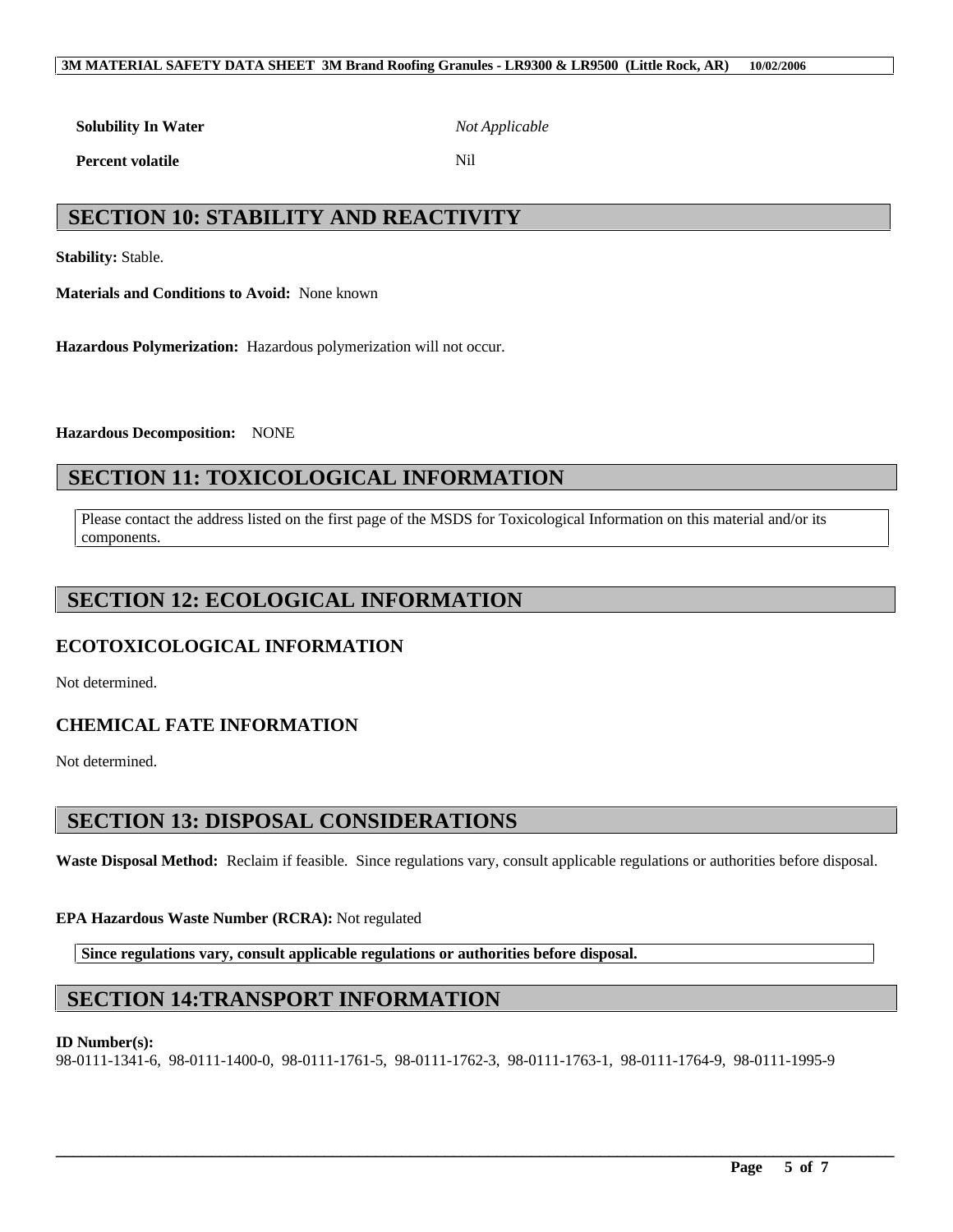**Solubility In Water** *Not Applicable*

**Percent volatile** Nil

## SECTION 10: STABILITY AND REACTIVITY

**Stability:** Stable.

**Materials and Conditions to Avoid:** None known

**Hazardous Polymerization:** Hazardous polymerization will not occur.

**Hazardous Decomposition:** NONE

## SECTION 11: TOXICOLOGICAL INFORMATION

Please contact the address listed on the first page of the MSDS for Toxicological Information on this material and/or its components.

## SECTION 12: ECOLOGICAL INFORMATION

### ECOTOXICOLOGICAL INFORMATION

Not determined.

### CHEMICAL FATE INFORMATION

Not determined.

## SECTION 13: DISPOSAL CONSIDERATIONS

**Waste Disposal Method:** Reclaim if feasible. Since regulations vary, consult applicable regulations or authorities before disposal.

**EPA Hazardous Waste Number (RCRA):** Not regulated

**Since regulations vary, consult applicable regulations or authorities before disposal.**

## SECTION 14:TRANSPORT INFORMATION

**ID Number(s):**
98-0111-1341-6, 98-0111-1400-0, 98-0111-1761-5, 98-0111-1762-3, 98-0111-1763-1, 98-0111-1764-9, 98-0111-1995-9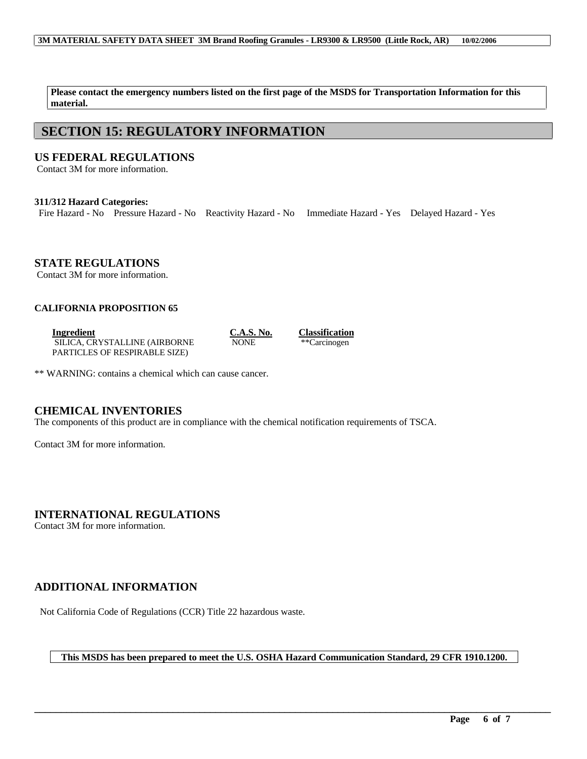**Please contact the emergency numbers listed on the first page of the MSDS for Transportation Information for this material.**

## SECTION 15: REGULATORY INFORMATION

### US FEDERAL REGULATIONS

Contact 3M for more information.

**311/312 Hazard Categories:**

Fire Hazard - No    Pressure Hazard - No    Reactivity Hazard - No    Immediate Hazard - Yes    Delayed Hazard - Yes

### STATE REGULATIONS

Contact 3M for more information.

**CALIFORNIA PROPOSITION 65**

| Ingredient | C.A.S. No. | Classification |
| --- | --- | --- |
| SILICA, CRYSTALLINE (AIRBORNE PARTICLES OF RESPIRABLE SIZE) | NONE | **Carcinogen |

** WARNING: contains a chemical which can cause cancer.

### CHEMICAL INVENTORIES

The components of this product are in compliance with the chemical notification requirements of TSCA.

Contact 3M for more information.

### INTERNATIONAL REGULATIONS

Contact 3M for more information.

### ADDITIONAL INFORMATION

Not California Code of Regulations (CCR) Title 22 hazardous waste.

**This MSDS has been prepared to meet the U.S. OSHA Hazard Communication Standard, 29 CFR 1910.1200.**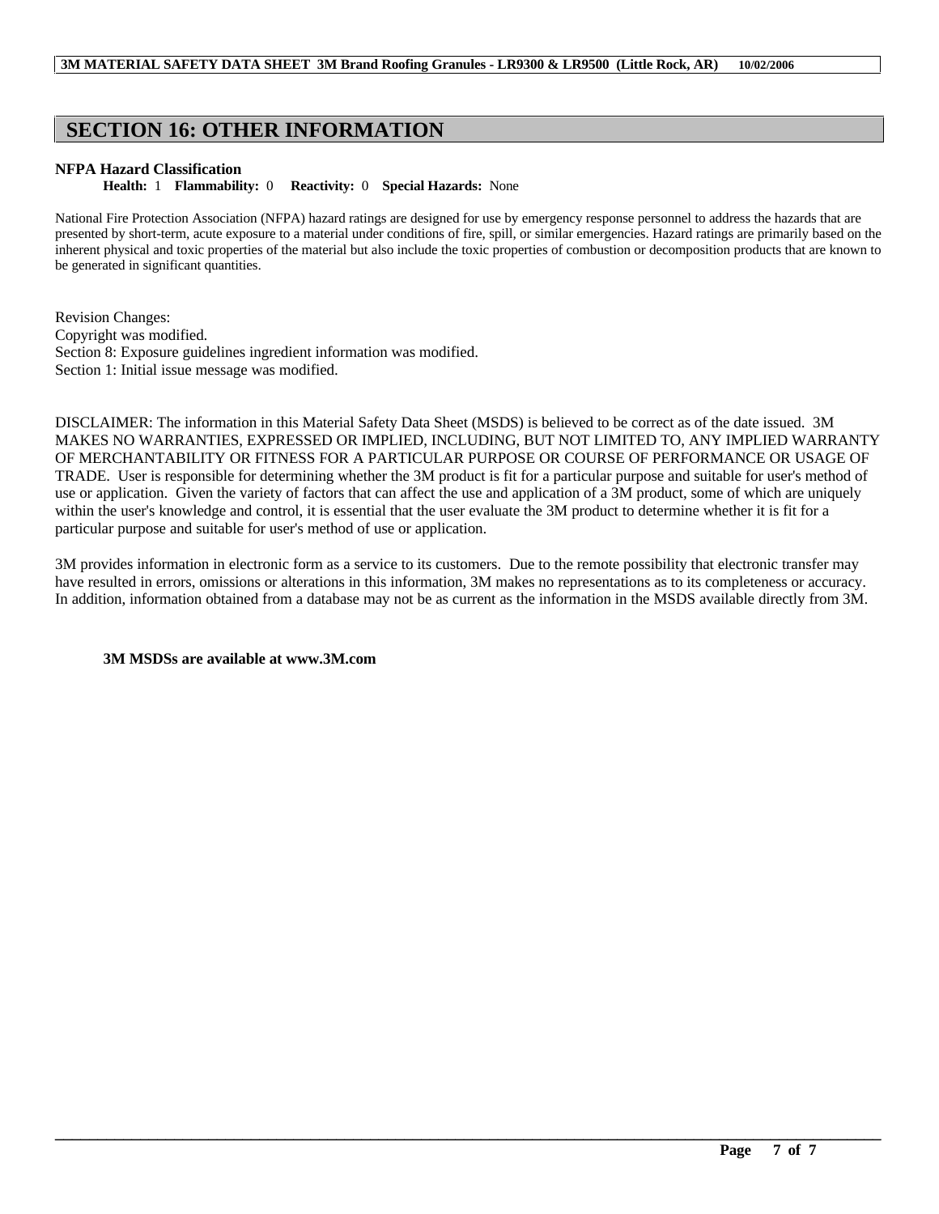# SECTION 16: OTHER INFORMATION

**NFPA Hazard Classification**

**Health:** 1 **Flammability:** 0 **Reactivity:** 0 **Special Hazards:** None

National Fire Protection Association (NFPA) hazard ratings are designed for use by emergency response personnel to address the hazards that are presented by short-term, acute exposure to a material under conditions of fire, spill, or similar emergencies. Hazard ratings are primarily based on the inherent physical and toxic properties of the material but also include the toxic properties of combustion or decomposition products that are known to be generated in significant quantities.

Revision Changes:
Copyright was modified.
Section 8: Exposure guidelines ingredient information was modified.
Section 1: Initial issue message was modified.

DISCLAIMER: The information in this Material Safety Data Sheet (MSDS) is believed to be correct as of the date issued. 3M MAKES NO WARRANTIES, EXPRESSED OR IMPLIED, INCLUDING, BUT NOT LIMITED TO, ANY IMPLIED WARRANTY OF MERCHANTABILITY OR FITNESS FOR A PARTICULAR PURPOSE OR COURSE OF PERFORMANCE OR USAGE OF TRADE. User is responsible for determining whether the 3M product is fit for a particular purpose and suitable for user's method of use or application. Given the variety of factors that can affect the use and application of a 3M product, some of which are uniquely within the user's knowledge and control, it is essential that the user evaluate the 3M product to determine whether it is fit for a particular purpose and suitable for user's method of use or application.

3M provides information in electronic form as a service to its customers. Due to the remote possibility that electronic transfer may have resulted in errors, omissions or alterations in this information, 3M makes no representations as to its completeness or accuracy. In addition, information obtained from a database may not be as current as the information in the MSDS available directly from 3M.

**3M MSDSs are available at www.3M.com**